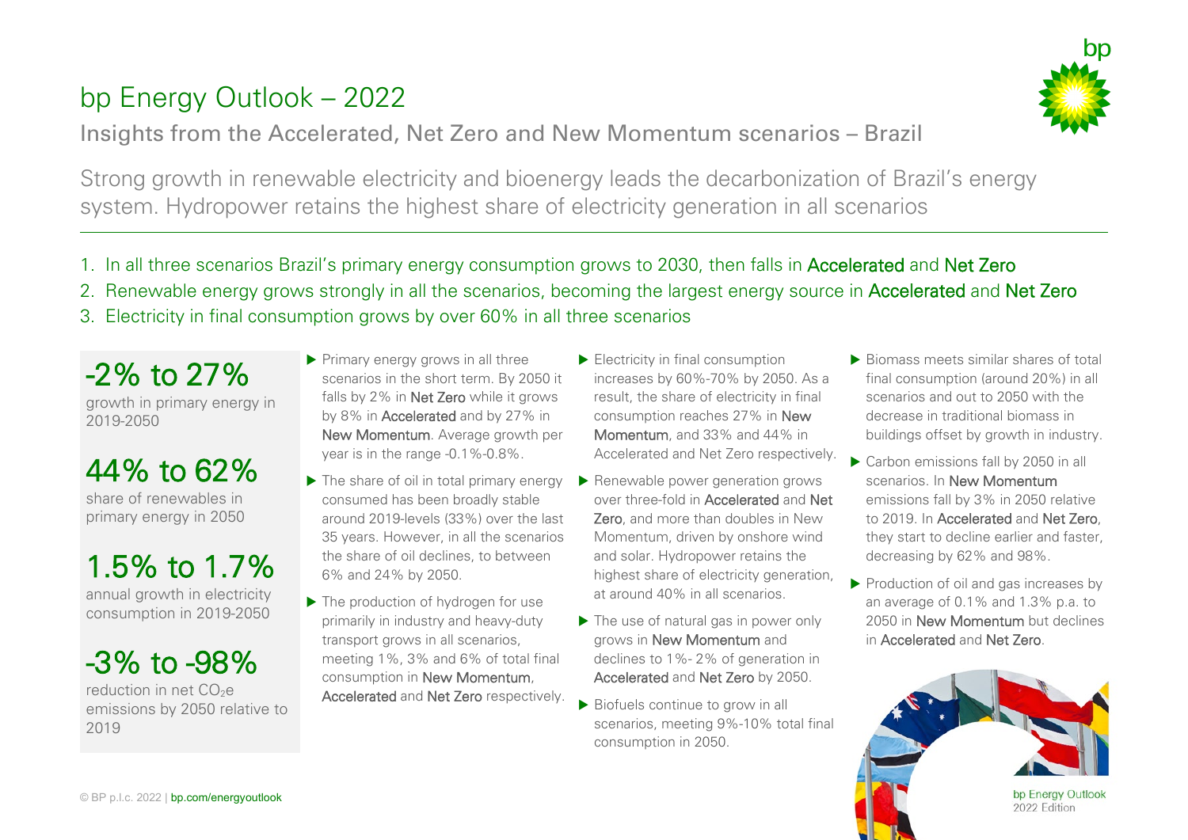# bp Energy Outlook – 2022

## Insights from the Accelerated, Net Zero and New Momentum scenarios – Brazil

Strong growth in renewable electricity and bioenergy leads the decarbonization of Brazil's energy system. Hydropower retains the highest share of electricity generation in all scenarios

1. In all three scenarios Brazil's primary energy consumption grows to 2030, then falls in Accelerated and Net Zero
2. Renewable energy grows strongly in all the scenarios, becoming the largest energy source in Accelerated and Net Zero
3. Electricity in final consumption grows by over 60% in all three scenarios

**-2% to 27%**
growth in primary energy in 2019-2050

**44% to 62%**
share of renewables in primary energy in 2050

**1.5% to 1.7%**
annual growth in electricity consumption in 2019-2050

**-3% to -98%**
reduction in net $CO_2e$ emissions by 2050 relative to 2019

- Primary energy grows in all three scenarios in the short term. By 2050 it falls by 2% in Net Zero while it grows by 8% in Accelerated and by 27% in New Momentum. Average growth per year is in the range -0.1%-0.8%.
- The share of oil in total primary energy consumed has been broadly stable around 2019-levels (33%) over the last 35 years. However, in all the scenarios the share of oil declines, to between 6% and 24% by 2050.
- The production of hydrogen for use primarily in industry and heavy-duty transport grows in all scenarios, meeting 1%, 3% and 6% of total final consumption in New Momentum, Accelerated and Net Zero respectively.
- Electricity in final consumption increases by 60%-70% by 2050. As a result, the share of electricity in final consumption reaches 27% in New Momentum, and 33% and 44% in Accelerated and Net Zero respectively.
- Renewable power generation grows over three-fold in Accelerated and Net Zero, and more than doubles in New Momentum, driven by onshore wind and solar. Hydropower retains the highest share of electricity generation, at around 40% in all scenarios.
- The use of natural gas in power only grows in New Momentum and declines to 1%- 2% of generation in Accelerated and Net Zero by 2050.
- Biofuels continue to grow in all scenarios, meeting 9%-10% total final consumption in 2050.
- Biomass meets similar shares of total final consumption (around 20%) in all scenarios and out to 2050 with the decrease in traditional biomass in buildings offset by growth in industry.
- Carbon emissions fall by 2050 in all scenarios. In New Momentum emissions fall by 3% in 2050 relative to 2019. In Accelerated and Net Zero, they start to decline earlier and faster, decreasing by 62% and 98%.
- Production of oil and gas increases by an average of 0.1% and 1.3% p.a. to 2050 in New Momentum but declines in Accelerated and Net Zero.

bp Energy Outlook 2022 Edition

© BP p.l.c. 2022 | bp.com/energyoutlook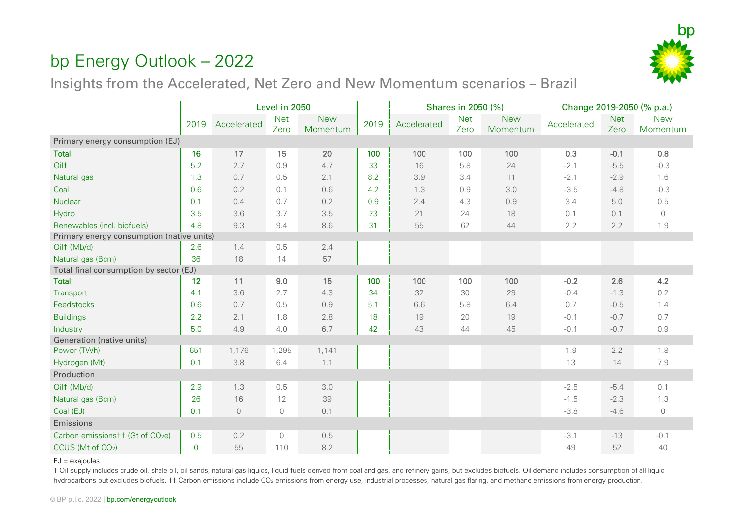# bp Energy Outlook – 2022

## Insights from the Accelerated, Net Zero and New Momentum scenarios – Brazil

| | Level in 2050 | | | | Shares in 2050 (%) | | | | Change 2019-2050 (% p.a.) | | |
|---|---|---|---|---|---|---|---|---|---|---|---|
| | 2019 | Accelerated | Net Zero | New Momentum | 2019 | Accelerated | Net Zero | New Momentum | Accelerated | Net Zero | New Momentum |
| **Primary energy consumption (EJ)** | | | | | | | | | | | |
| **Total** | **16** | **17** | **15** | **20** | **100** | **100** | **100** | **100** | **0.3** | **-0.1** | **0.8** |
| Oil† | 5.2 | 2.7 | 0.9 | 4.7 | 33 | 16 | 5.8 | 24 | -2.1 | -5.5 | -0.3 |
| Natural gas | 1.3 | 0.7 | 0.5 | 2.1 | 8.2 | 3.9 | 3.4 | 11 | -2.1 | -2.9 | 1.6 |
| Coal | 0.6 | 0.2 | 0.1 | 0.6 | 4.2 | 1.3 | 0.9 | 3.0 | -3.5 | -4.8 | -0.3 |
| Nuclear | 0.1 | 0.4 | 0.7 | 0.2 | 0.9 | 2.4 | 4.3 | 0.9 | 3.4 | 5.0 | 0.5 |
| Hydro | 3.5 | 3.6 | 3.7 | 3.5 | 23 | 21 | 24 | 18 | 0.1 | 0.1 | 0 |
| Renewables (incl. biofuels) | 4.8 | 9.3 | 9.4 | 8.6 | 31 | 55 | 62 | 44 | 2.2 | 2.2 | 1.9 |
| **Primary energy consumption (native units)** | | | | | | | | | | | |
| Oil† (Mb/d) | 2.6 | 1.4 | 0.5 | 2.4 | | | | | | | |
| Natural gas (Bcm) | 36 | 18 | 14 | 57 | | | | | | | |
| **Total final consumption by sector (EJ)** | | | | | | | | | | | |
| **Total** | **12** | **11** | **9.0** | **15** | **100** | **100** | **100** | **100** | **-0.2** | **2.6** | **4.2** |
| Transport | 4.1 | 3.6 | 2.7 | 4.3 | 34 | 32 | 30 | 29 | -0.4 | -1.3 | 0.2 |
| Feedstocks | 0.6 | 0.7 | 0.5 | 0.9 | 5.1 | 6.6 | 5.8 | 6.4 | 0.7 | -0.5 | 1.4 |
| Buildings | 2.2 | 2.1 | 1.8 | 2.8 | 18 | 19 | 20 | 19 | -0.1 | -0.7 | 0.7 |
| Industry | 5.0 | 4.9 | 4.0 | 6.7 | 42 | 43 | 44 | 45 | -0.1 | -0.7 | 0.9 |
| **Generation (native units)** | | | | | | | | | | | |
| Power (TWh) | 651 | 1,176 | 1,295 | 1,141 | | | | | 1.9 | 2.2 | 1.8 |
| Hydrogen (Mt) | 0.1 | 3.8 | 6.4 | 1.1 | | | | | 13 | 14 | 7.9 |
| **Production** | | | | | | | | | | | |
| Oil† (Mb/d) | 2.9 | 1.3 | 0.5 | 3.0 | | | | | -2.5 | -5.4 | 0.1 |
| Natural gas (Bcm) | 26 | 16 | 12 | 39 | | | | | -1.5 | -2.3 | 1.3 |
| Coal (EJ) | 0.1 | 0 | 0 | 0.1 | | | | | -3.8 | -4.6 | 0 |
| **Emissions** | | | | | | | | | | | |
| Carbon emissions†† (Gt of $CO_2e$) | 0.5 | 0.2 | 0 | 0.5 | | | | | -3.1 | -13 | -0.1 |
| CCUS (Mt of $CO_2$) | 0 | 55 | 110 | 8.2 | | | | | 49 | 52 | 40 |

EJ = exajoules

† Oil supply includes crude oil, shale oil, oil sands, natural gas liquids, liquid fuels derived from coal and gas, and refinery gains, but excludes biofuels. Oil demand includes consumption of all liquid hydrocarbons but excludes biofuels. †† Carbon emissions include $CO_2$ emissions from energy use, industrial processes, natural gas flaring, and methane emissions from energy production.

© BP p.l.c. 2022 | bp.com/energyoutlook